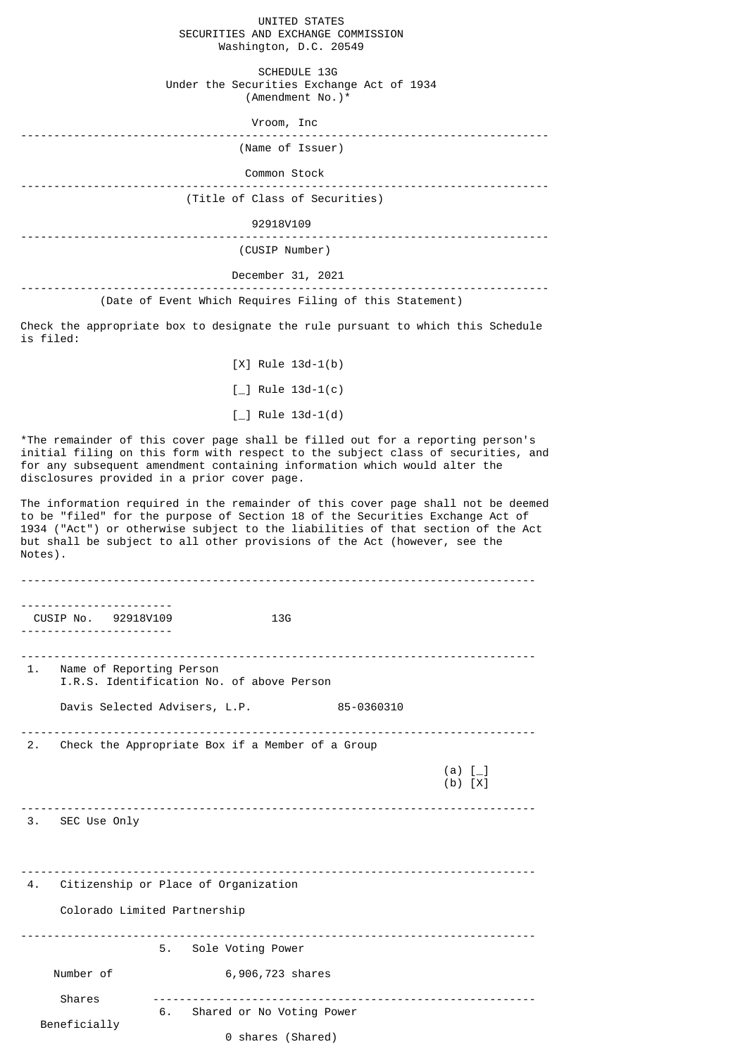UNITED STATES
SECURITIES AND EXCHANGE COMMISSION
Washington, D.C. 20549

# SCHEDULE 13G

Under the Securities Exchange Act of 1934
(Amendment No.)*

Vroom, Inc

---

(Name of Issuer)

Common Stock

---

(Title of Class of Securities)

92918V109

---

(CUSIP Number)

December 31, 2021

---

(Date of Event Which Requires Filing of this Statement)

Check the appropriate box to designate the rule pursuant to which this Schedule is filed:

[X] Rule 13d-1(b)

[_] Rule 13d-1(c)

[_] Rule 13d-1(d)

*The remainder of this cover page shall be filled out for a reporting person's initial filing on this form with respect to the subject class of securities, and for any subsequent amendment containing information which would alter the disclosures provided in a prior cover page.

The information required in the remainder of this cover page shall not be deemed to be "filed" for the purpose of Section 18 of the Securities Exchange Act of 1934 ("Act") or otherwise subject to the liabilities of that section of the Act but shall be subject to all other provisions of the Act (however, see the Notes).

---

CUSIP No. 92918V109 13G

---

1. Name of Reporting Person
   I.R.S. Identification No. of above Person

   Davis Selected Advisers, L.P. 85-0360310

---

2. Check the Appropriate Box if a Member of a Group

   (a) [_]
   (b) [X]

---

3. SEC Use Only

---

4. Citizenship or Place of Organization

   Colorado Limited Partnership

---

| Number of Shares Beneficially | 5. Sole Voting Power | 6,906,723 shares |
|---|---|---|
| | 6. Shared or No Voting Power | 0 shares (Shared) |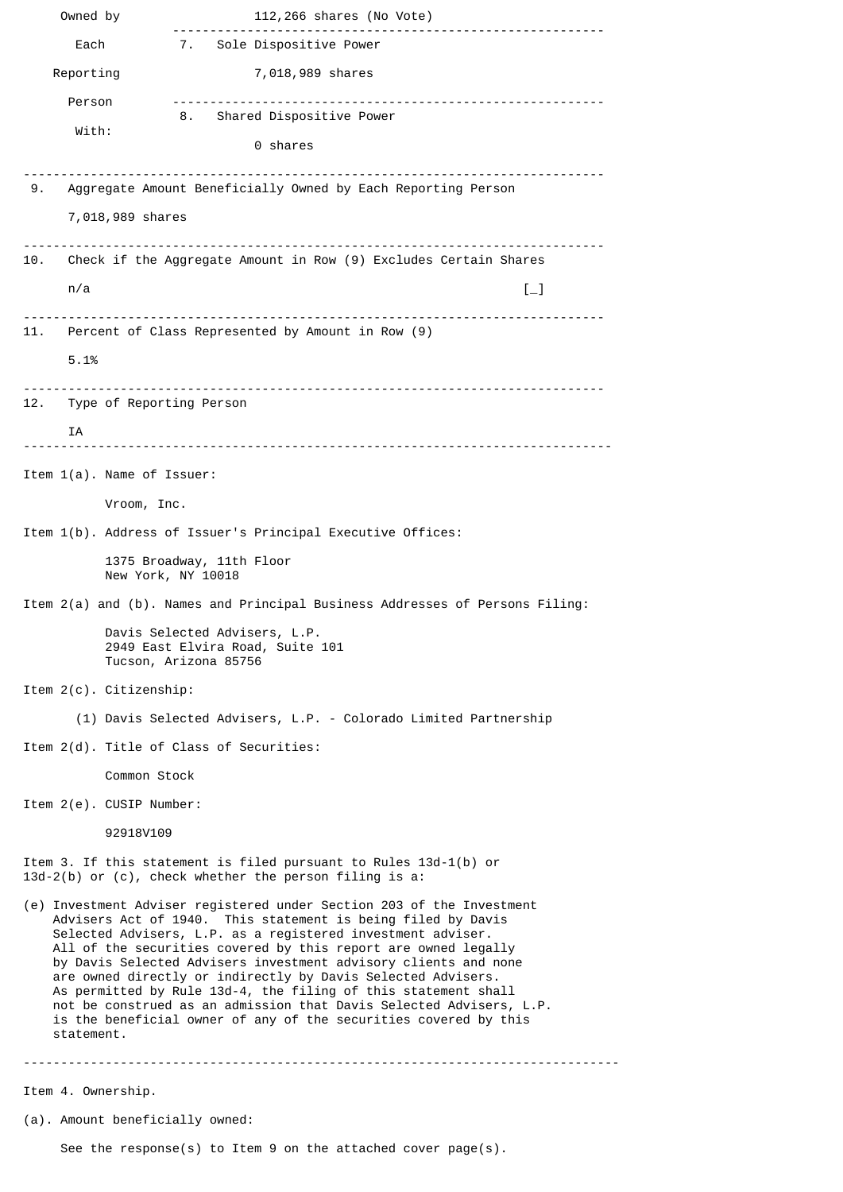| | | |
|---|---|---|
| Owned by | | 112,266 shares (No Vote) |
| Each | 7. | Sole Dispositive Power |
| Reporting | | 7,018,989 shares |
| Person | 8. | Shared Dispositive Power |
| With: | | 0 shares |

9. Aggregate Amount Beneficially Owned by Each Reporting Person

   7,018,989 shares

10. Check if the Aggregate Amount in Row (9) Excludes Certain Shares

   n/a [_]

11. Percent of Class Represented by Amount in Row (9)

   5.1%

12. Type of Reporting Person

   IA

---

Item 1(a). Name of Issuer:

Vroom, Inc.

Item 1(b). Address of Issuer's Principal Executive Offices:

1375 Broadway, 11th Floor
New York, NY 10018

Item 2(a) and (b). Names and Principal Business Addresses of Persons Filing:

Davis Selected Advisers, L.P.
2949 East Elvira Road, Suite 101
Tucson, Arizona 85756

Item 2(c). Citizenship:

(1) Davis Selected Advisers, L.P. - Colorado Limited Partnership

Item 2(d). Title of Class of Securities:

Common Stock

Item 2(e). CUSIP Number:

92918V109

Item 3. If this statement is filed pursuant to Rules 13d-1(b) or 13d-2(b) or (c), check whether the person filing is a:

(e) Investment Adviser registered under Section 203 of the Investment Advisers Act of 1940. This statement is being filed by Davis Selected Advisers, L.P. as a registered investment adviser. All of the securities covered by this report are owned legally by Davis Selected Advisers investment advisory clients and none are owned directly or indirectly by Davis Selected Advisers. As permitted by Rule 13d-4, the filing of this statement shall not be construed as an admission that Davis Selected Advisers, L.P. is the beneficial owner of any of the securities covered by this statement.

---

Item 4. Ownership.

(a). Amount beneficially owned:

See the response(s) to Item 9 on the attached cover page(s).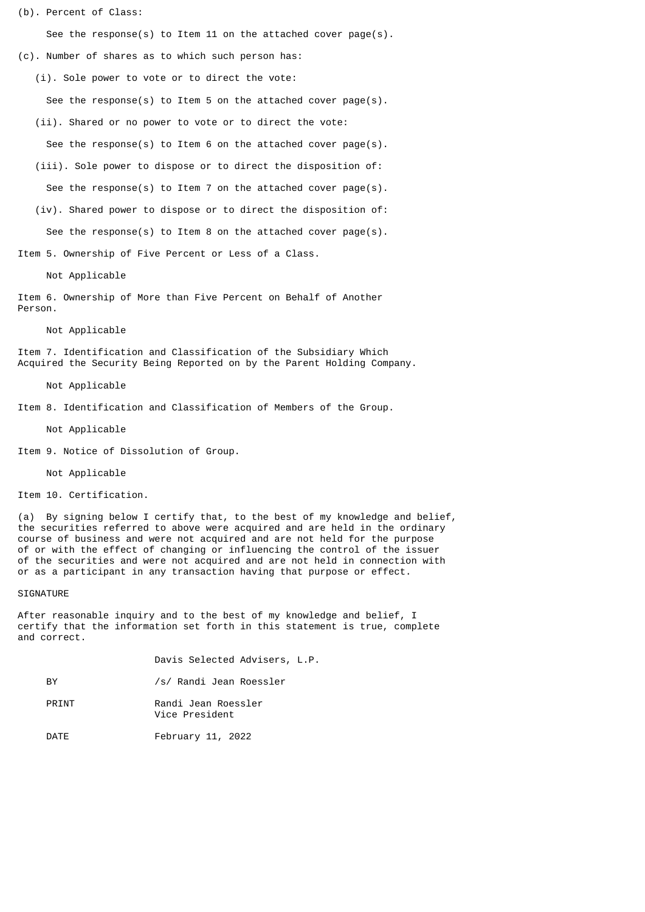(b). Percent of Class:

See the response(s) to Item 11 on the attached cover page(s).

(c). Number of shares as to which such person has:

(i). Sole power to vote or to direct the vote:

See the response(s) to Item 5 on the attached cover page(s).

(ii). Shared or no power to vote or to direct the vote:

See the response(s) to Item 6 on the attached cover page(s).

(iii). Sole power to dispose or to direct the disposition of:

See the response(s) to Item 7 on the attached cover page(s).

(iv). Shared power to dispose or to direct the disposition of:

See the response(s) to Item 8 on the attached cover page(s).

Item 5. Ownership of Five Percent or Less of a Class.

Not Applicable

Item 6. Ownership of More than Five Percent on Behalf of Another Person.

Not Applicable

Item 7. Identification and Classification of the Subsidiary Which Acquired the Security Being Reported on by the Parent Holding Company.

Not Applicable

Item 8. Identification and Classification of Members of the Group.

Not Applicable

Item 9. Notice of Dissolution of Group.

Not Applicable

Item 10. Certification.

(a) By signing below I certify that, to the best of my knowledge and belief, the securities referred to above were acquired and are held in the ordinary course of business and were not acquired and are not held for the purpose of or with the effect of changing or influencing the control of the issuer of the securities and were not acquired and are not held in connection with or as a participant in any transaction having that purpose or effect.

SIGNATURE

After reasonable inquiry and to the best of my knowledge and belief, I certify that the information set forth in this statement is true, complete and correct.

| | |
|---|---|
| | Davis Selected Advisers, L.P. |
| BY | /s/ Randi Jean Roessler |
| PRINT | Randi Jean Roessler<br>Vice President |
| DATE | February 11, 2022 |